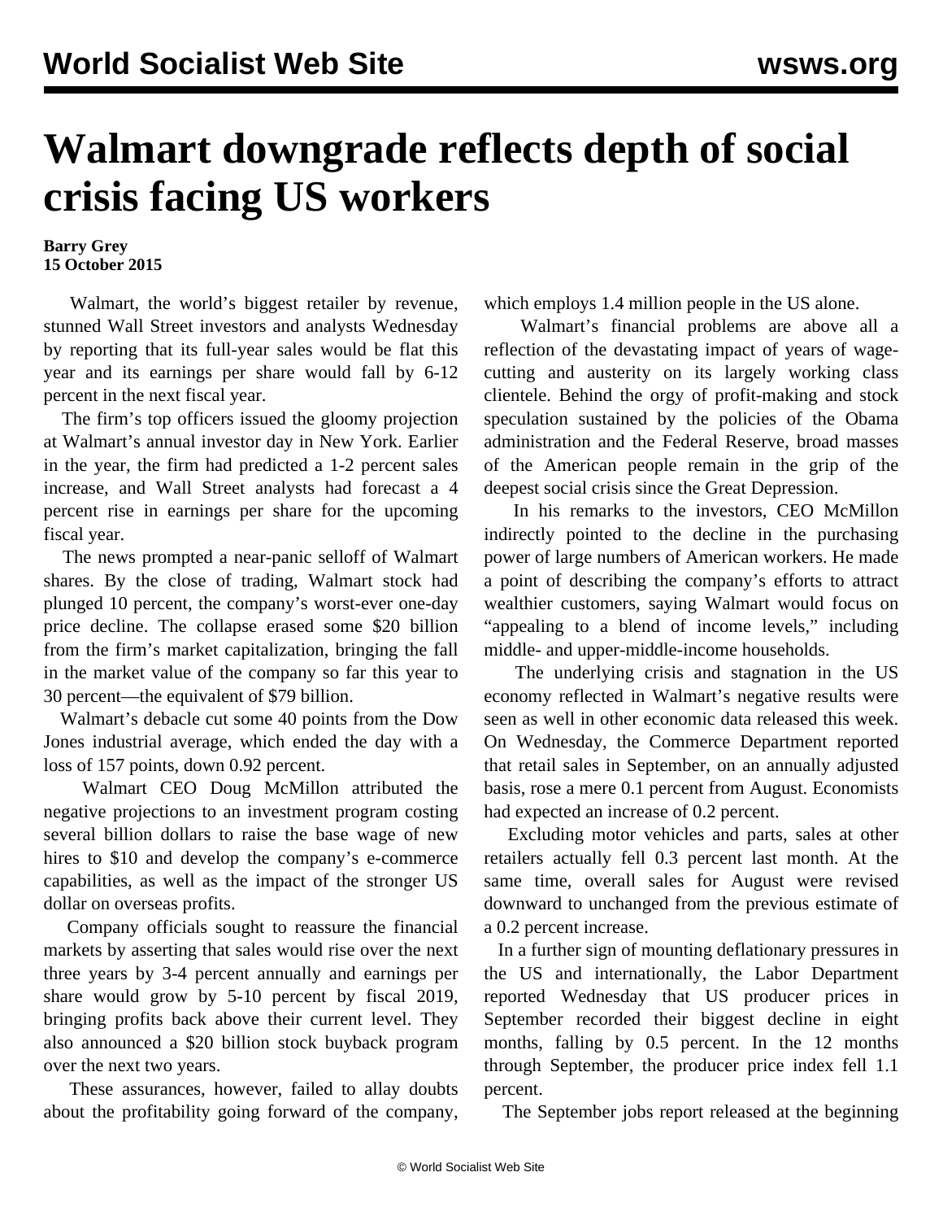# Walmart downgrade reflects depth of social crisis facing US workers

**Barry Grey**
**15 October 2015**

Walmart, the world's biggest retailer by revenue, stunned Wall Street investors and analysts Wednesday by reporting that its full-year sales would be flat this year and its earnings per share would fall by 6-12 percent in the next fiscal year.

The firm's top officers issued the gloomy projection at Walmart's annual investor day in New York. Earlier in the year, the firm had predicted a 1-2 percent sales increase, and Wall Street analysts had forecast a 4 percent rise in earnings per share for the upcoming fiscal year.

The news prompted a near-panic selloff of Walmart shares. By the close of trading, Walmart stock had plunged 10 percent, the company's worst-ever one-day price decline. The collapse erased some $20 billion from the firm's market capitalization, bringing the fall in the market value of the company so far this year to 30 percent—the equivalent of $79 billion.

Walmart's debacle cut some 40 points from the Dow Jones industrial average, which ended the day with a loss of 157 points, down 0.92 percent.

Walmart CEO Doug McMillon attributed the negative projections to an investment program costing several billion dollars to raise the base wage of new hires to $10 and develop the company's e-commerce capabilities, as well as the impact of the stronger US dollar on overseas profits.

Company officials sought to reassure the financial markets by asserting that sales would rise over the next three years by 3-4 percent annually and earnings per share would grow by 5-10 percent by fiscal 2019, bringing profits back above their current level. They also announced a $20 billion stock buyback program over the next two years.

These assurances, however, failed to allay doubts about the profitability going forward of the company, which employs 1.4 million people in the US alone.

Walmart's financial problems are above all a reflection of the devastating impact of years of wage-cutting and austerity on its largely working class clientele. Behind the orgy of profit-making and stock speculation sustained by the policies of the Obama administration and the Federal Reserve, broad masses of the American people remain in the grip of the deepest social crisis since the Great Depression.

In his remarks to the investors, CEO McMillon indirectly pointed to the decline in the purchasing power of large numbers of American workers. He made a point of describing the company's efforts to attract wealthier customers, saying Walmart would focus on "appealing to a blend of income levels," including middle- and upper-middle-income households.

The underlying crisis and stagnation in the US economy reflected in Walmart's negative results were seen as well in other economic data released this week. On Wednesday, the Commerce Department reported that retail sales in September, on an annually adjusted basis, rose a mere 0.1 percent from August. Economists had expected an increase of 0.2 percent.

Excluding motor vehicles and parts, sales at other retailers actually fell 0.3 percent last month. At the same time, overall sales for August were revised downward to unchanged from the previous estimate of a 0.2 percent increase.

In a further sign of mounting deflationary pressures in the US and internationally, the Labor Department reported Wednesday that US producer prices in September recorded their biggest decline in eight months, falling by 0.5 percent. In the 12 months through September, the producer price index fell 1.1 percent.

The September jobs report released at the beginning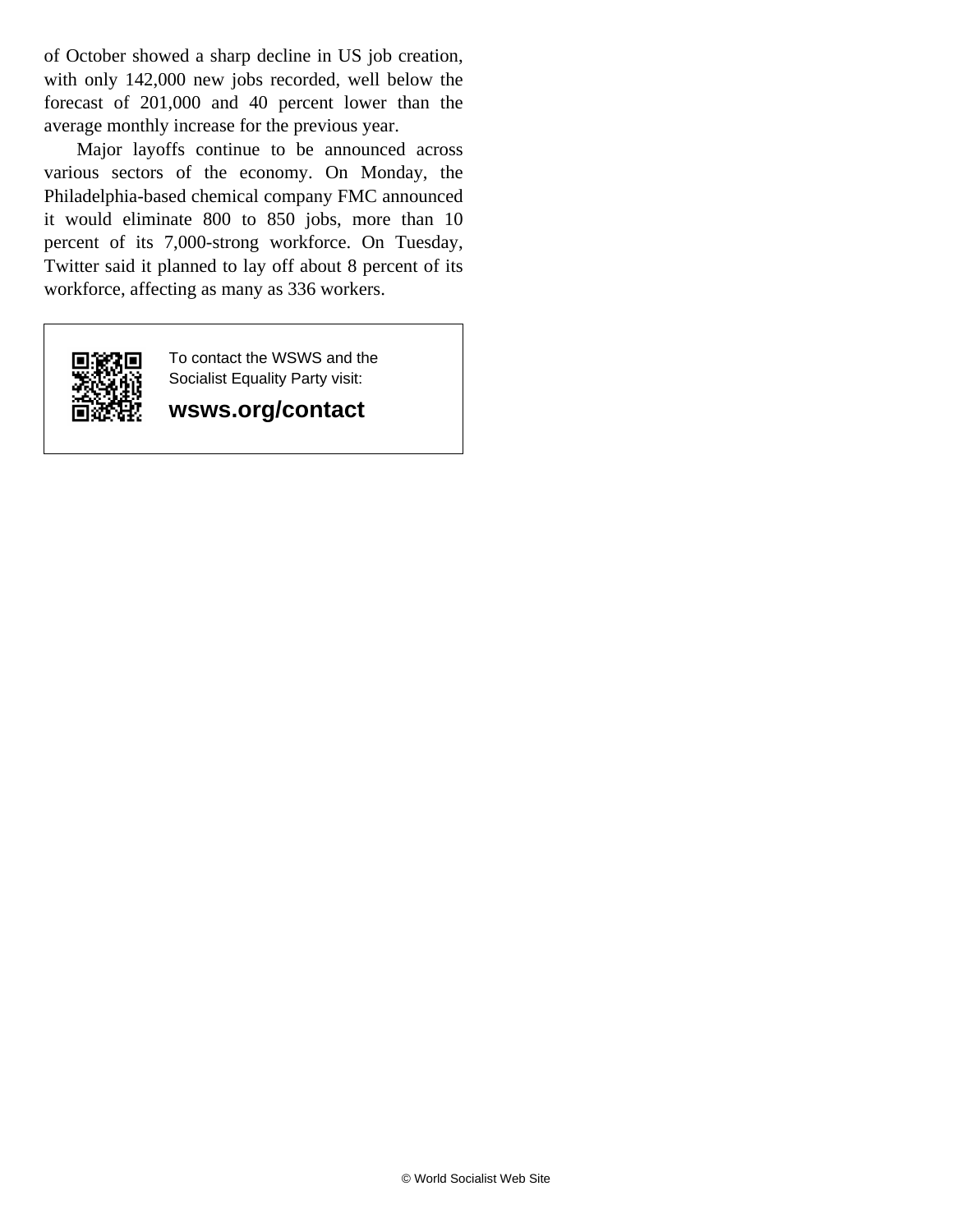of October showed a sharp decline in US job creation, with only 142,000 new jobs recorded, well below the forecast of 201,000 and 40 percent lower than the average monthly increase for the previous year.

Major layoffs continue to be announced across various sectors of the economy. On Monday, the Philadelphia-based chemical company FMC announced it would eliminate 800 to 850 jobs, more than 10 percent of its 7,000-strong workforce. On Tuesday, Twitter said it planned to lay off about 8 percent of its workforce, affecting as many as 336 workers.

To contact the WSWS and the Socialist Equality Party visit:

**wsws.org/contact**